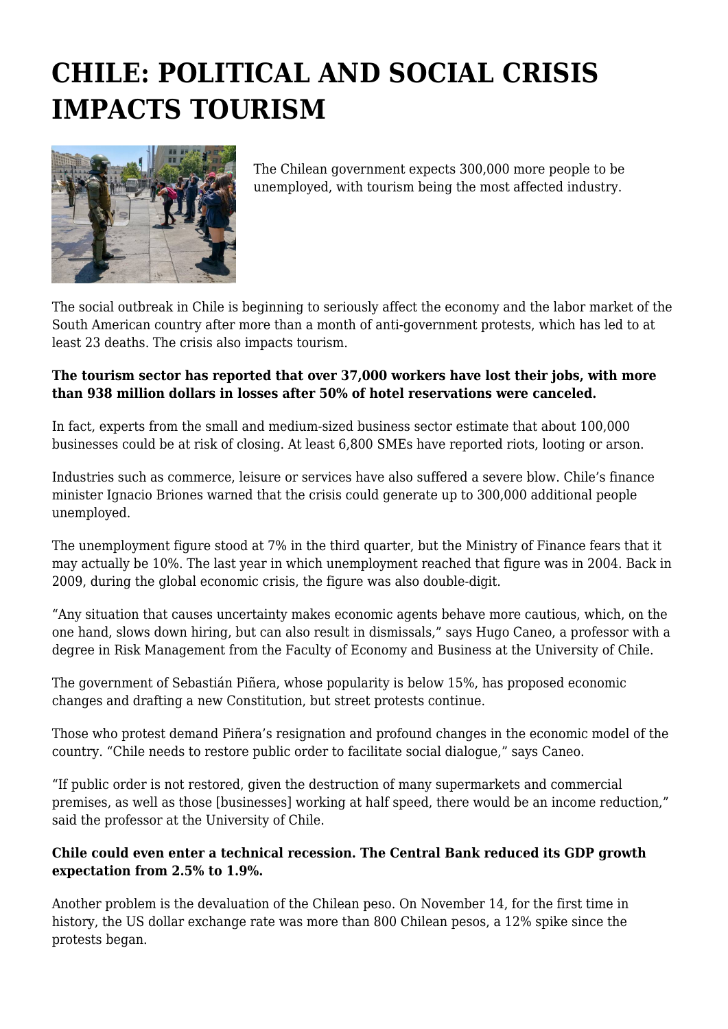# CHILE: POLITICAL AND SOCIAL CRISIS IMPACTS TOURISM

The Chilean government expects 300,000 more people to be unemployed, with tourism being the most affected industry.

The social outbreak in Chile is beginning to seriously affect the economy and the labor market of the South American country after more than a month of anti-government protests, which has led to at least 23 deaths. The crisis also impacts tourism.

**The tourism sector has reported that over 37,000 workers have lost their jobs, with more than 938 million dollars in losses after 50% of hotel reservations were canceled.**

In fact, experts from the small and medium-sized business sector estimate that about 100,000 businesses could be at risk of closing. At least 6,800 SMEs have reported riots, looting or arson.

Industries such as commerce, leisure or services have also suffered a severe blow. Chile's finance minister Ignacio Briones warned that the crisis could generate up to 300,000 additional people unemployed.

The unemployment figure stood at 7% in the third quarter, but the Ministry of Finance fears that it may actually be 10%. The last year in which unemployment reached that figure was in 2004. Back in 2009, during the global economic crisis, the figure was also double-digit.

"Any situation that causes uncertainty makes economic agents behave more cautious, which, on the one hand, slows down hiring, but can also result in dismissals," says Hugo Caneo, a professor with a degree in Risk Management from the Faculty of Economy and Business at the University of Chile.

The government of Sebastián Piñera, whose popularity is below 15%, has proposed economic changes and drafting a new Constitution, but street protests continue.

Those who protest demand Piñera's resignation and profound changes in the economic model of the country. "Chile needs to restore public order to facilitate social dialogue," says Caneo.

"If public order is not restored, given the destruction of many supermarkets and commercial premises, as well as those [businesses] working at half speed, there would be an income reduction," said the professor at the University of Chile.

**Chile could even enter a technical recession. The Central Bank reduced its GDP growth expectation from 2.5% to 1.9%.**

Another problem is the devaluation of the Chilean peso. On November 14, for the first time in history, the US dollar exchange rate was more than 800 Chilean pesos, a 12% spike since the protests began.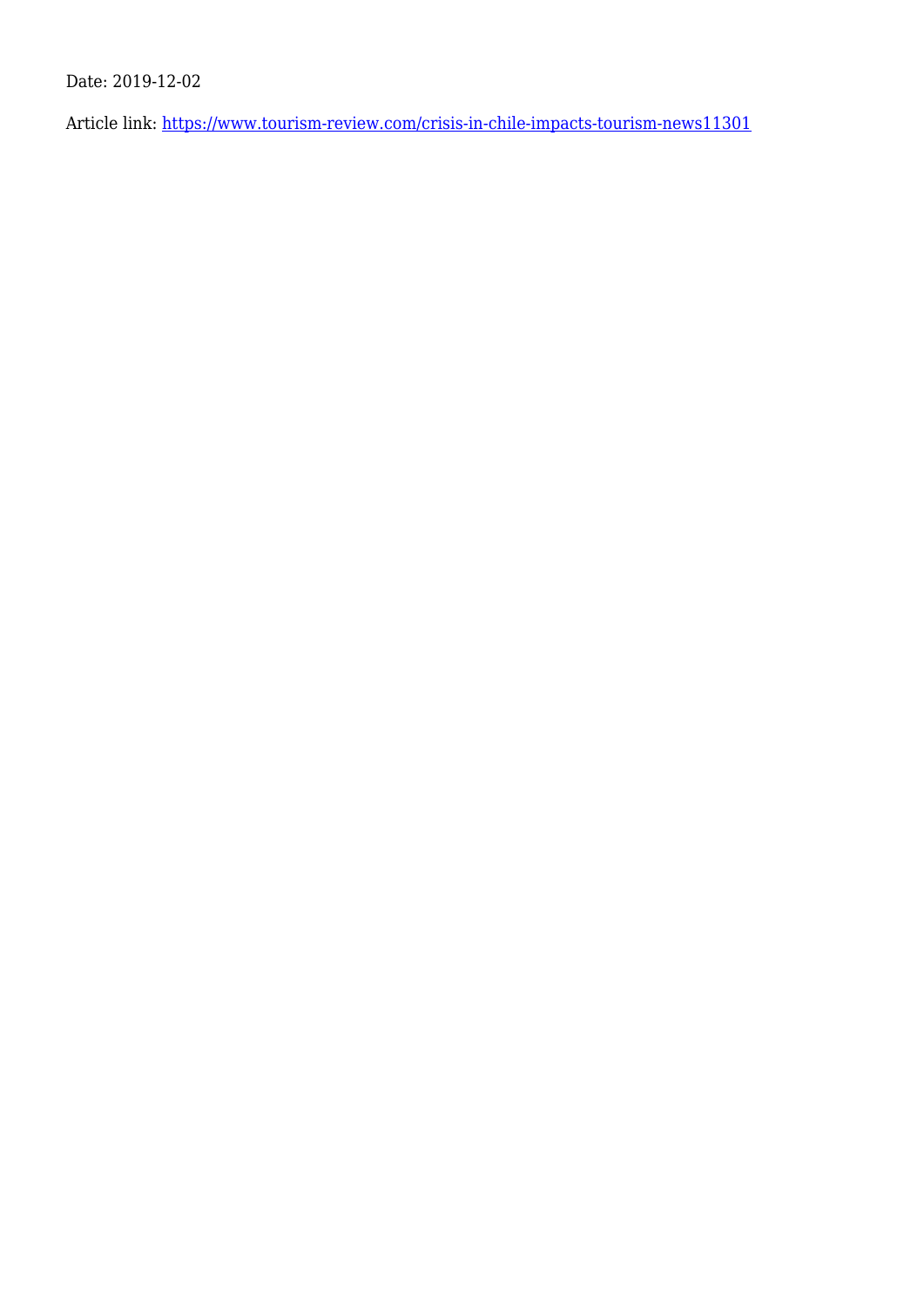Date: 2019-12-02

Article link: [https://www.tourism-review.com/crisis-in-chile-impacts-tourism-news11301](https://www.tourism-review.com/crisis-in-chile-impacts-tourism-news11301)